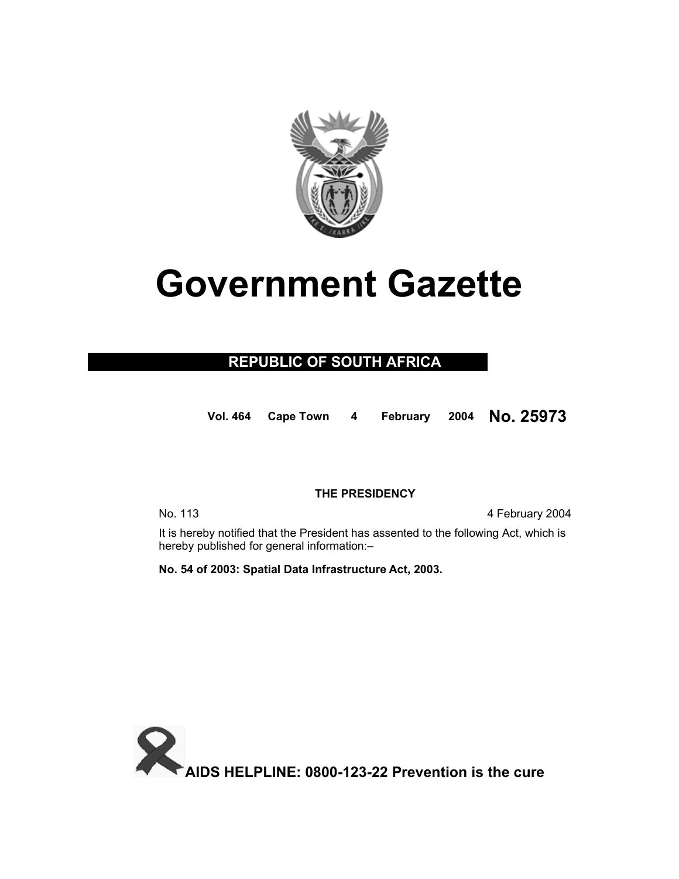# Government Gazette

## REPUBLIC OF SOUTH AFRICA

Vol. 464 Cape Town 4 February 2004 **No. 25973**

**THE PRESIDENCY**

No. 113 4 February 2004

It is hereby notified that the President has assented to the following Act, which is hereby published for general information:–

**No. 54 of 2003: Spatial Data Infrastructure Act, 2003.**

**AIDS HELPLINE: 0800-123-22 Prevention is the cure**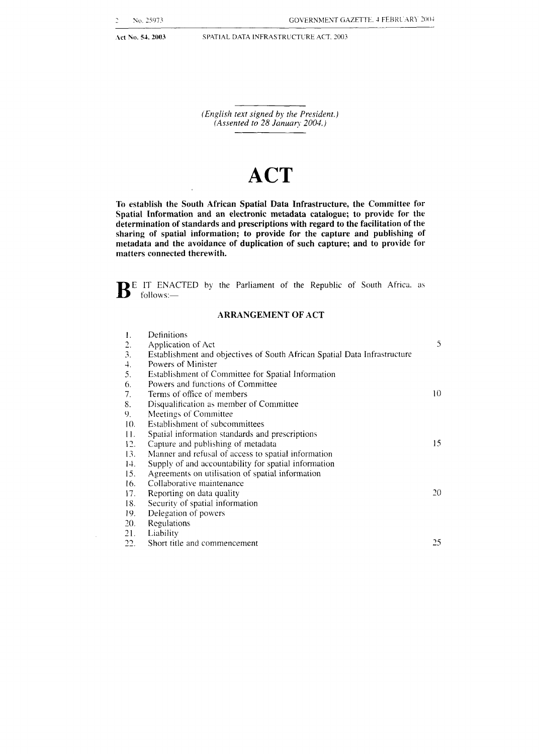(*English text signed by the President.*)
(*Assented to 28 January 2004.*)

# ACT

**To establish the South African Spatial Data Infrastructure, the Committee for Spatial Information and an electronic metadata catalogue; to provide for the determination of standards and prescriptions with regard to the facilitation of the sharing of spatial information; to provide for the capture and publishing of metadata and the avoidance of duplication of such capture; and to provide for matters connected therewith.**

**B**E IT ENACTED by the Parliament of the Republic of South Africa, as follows:—

## ARRANGEMENT OF ACT

1. Definitions
2. Application of Act
3. Establishment and objectives of South African Spatial Data Infrastructure
4. Powers of Minister
5. Establishment of Committee for Spatial Information
6. Powers and functions of Committee
7. Terms of office of members
8. Disqualification as member of Committee
9. Meetings of Committee
10. Establishment of subcommittees
11. Spatial information standards and prescriptions
12. Capture and publishing of metadata
13. Manner and refusal of access to spatial information
14. Supply of and accountability for spatial information
15. Agreements on utilisation of spatial information
16. Collaborative maintenance
17. Reporting on data quality
18. Security of spatial information
19. Delegation of powers
20. Regulations
21. Liability
22. Short title and commencement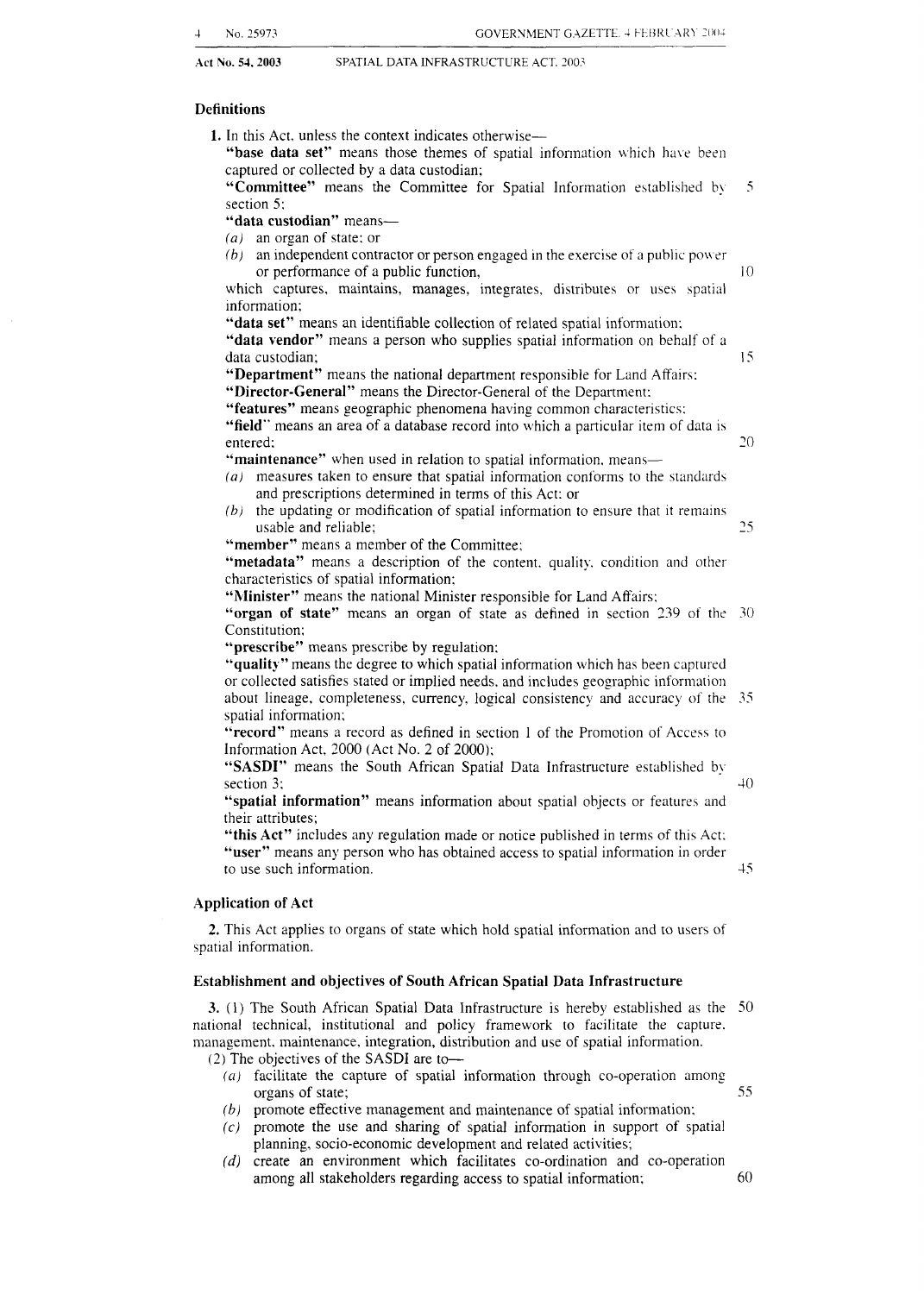### Definitions

**1.** In this Act, unless the context indicates otherwise—

**"base data set"** means those themes of spatial information which have been captured or collected by a data custodian;

**"Committee"** means the Committee for Spatial Information established by section 5;

**"data custodian"** means—

*(a)* an organ of state; or

*(b)* an independent contractor or person engaged in the exercise of a public power or performance of a public function,

which captures, maintains, manages, integrates, distributes or uses spatial information;

**"data set"** means an identifiable collection of related spatial information;

**"data vendor"** means a person who supplies spatial information on behalf of a data custodian;

**"Department"** means the national department responsible for Land Affairs;

**"Director-General"** means the Director-General of the Department;

**"features"** means geographic phenomena having common characteristics;

**"field"** means an area of a database record into which a particular item of data is entered;

**"maintenance"** when used in relation to spatial information, means—

*(a)* measures taken to ensure that spatial information conforms to the standards and prescriptions determined in terms of this Act; or

*(b)* the updating or modification of spatial information to ensure that it remains usable and reliable;

**"member"** means a member of the Committee;

**"metadata"** means a description of the content, quality, condition and other characteristics of spatial information;

**"Minister"** means the national Minister responsible for Land Affairs;

**"organ of state"** means an organ of state as defined in section 239 of the Constitution;

**"prescribe"** means prescribe by regulation;

**"quality"** means the degree to which spatial information which has been captured or collected satisfies stated or implied needs, and includes geographic information about lineage, completeness, currency, logical consistency and accuracy of the spatial information;

**"record"** means a record as defined in section 1 of the Promotion of Access to Information Act, 2000 (Act No. 2 of 2000);

**"SASDI"** means the South African Spatial Data Infrastructure established by section 3;

**"spatial information"** means information about spatial objects or features and their attributes;

**"this Act"** includes any regulation made or notice published in terms of this Act;

**"user"** means any person who has obtained access to spatial information in order to use such information.

### Application of Act

**2.** This Act applies to organs of state which hold spatial information and to users of spatial information.

### Establishment and objectives of South African Spatial Data Infrastructure

**3.** (1) The South African Spatial Data Infrastructure is hereby established as the national technical, institutional and policy framework to facilitate the capture, management, maintenance, integration, distribution and use of spatial information.

(2) The objectives of the SASDI are to—

*(a)* facilitate the capture of spatial information through co-operation among organs of state;

*(b)* promote effective management and maintenance of spatial information;

*(c)* promote the use and sharing of spatial information in support of spatial planning, socio-economic development and related activities;

*(d)* create an environment which facilitates co-ordination and co-operation among all stakeholders regarding access to spatial information;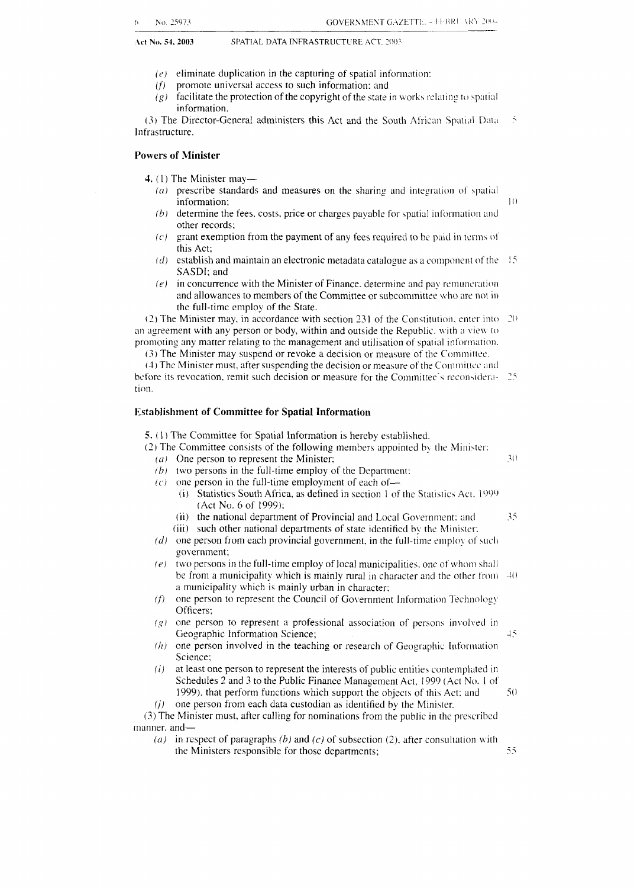(e) eliminate duplication in the capturing of spatial information;
(f) promote universal access to such information; and
(g) facilitate the protection of the copyright of the state in works relating to spatial information.

(3) The Director-General administers this Act and the South African Spatial Data Infrastructure.

## Powers of Minister

**4.** (1) The Minister may—

(a) prescribe standards and measures on the sharing and integration of spatial information;
(b) determine the fees, costs, price or charges payable for spatial information and other records;
(c) grant exemption from the payment of any fees required to be paid in terms of this Act;
(d) establish and maintain an electronic metadata catalogue as a component of the SASDI; and
(e) in concurrence with the Minister of Finance, determine and pay remuneration and allowances to members of the Committee or subcommittee who are not in the full-time employ of the State.

(2) The Minister may, in accordance with section 231 of the Constitution, enter into an agreement with any person or body, within and outside the Republic, with a view to promoting any matter relating to the management and utilisation of spatial information.

(3) The Minister may suspend or revoke a decision or measure of the Committee.

(4) The Minister must, after suspending the decision or measure of the Committee and before its revocation, remit such decision or measure for the Committee's reconsideration.

## Establishment of Committee for Spatial Information

**5.** (1) The Committee for Spatial Information is hereby established.

(2) The Committee consists of the following members appointed by the Minister:

(a) One person to represent the Minister;
(b) two persons in the full-time employ of the Department;
(c) one person in the full-time employment of each of—
  (i) Statistics South Africa, as defined in section 1 of the Statistics Act, 1999 (Act No. 6 of 1999);
  (ii) the national department of Provincial and Local Government; and
  (iii) such other national departments of state identified by the Minister;
(d) one person from each provincial government, in the full-time employ of such government;
(e) two persons in the full-time employ of local municipalities, one of whom shall be from a municipality which is mainly rural in character and the other from a municipality which is mainly urban in character;
(f) one person to represent the Council of Government Information Technology Officers;
(g) one person to represent a professional association of persons involved in Geographic Information Science;
(h) one person involved in the teaching or research of Geographic Information Science;
(i) at least one person to represent the interests of public entities contemplated in Schedules 2 and 3 to the Public Finance Management Act, 1999 (Act No. 1 of 1999), that perform functions which support the objects of this Act; and
(j) one person from each data custodian as identified by the Minister.

(3) The Minister must, after calling for nominations from the public in the prescribed manner, and—

(a) in respect of paragraphs (b) and (c) of subsection (2), after consultation with the Ministers responsible for those departments;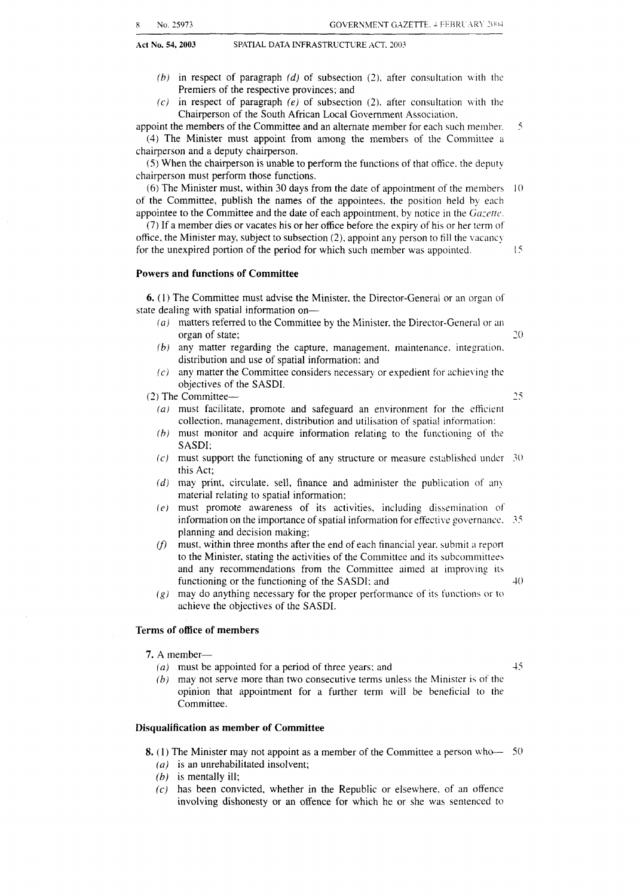(b) in respect of paragraph *(d)* of subsection (2), after consultation with the Premiers of the respective provinces; and

(c) in respect of paragraph *(e)* of subsection (2), after consultation with the Chairperson of the South African Local Government Association,

appoint the members of the Committee and an alternate member for each such member.

(4) The Minister must appoint from among the members of the Committee a chairperson and a deputy chairperson.

(5) When the chairperson is unable to perform the functions of that office, the deputy chairperson must perform those functions.

(6) The Minister must, within 30 days from the date of appointment of the members of the Committee, publish the names of the appointees, the position held by each appointee to the Committee and the date of each appointment, by notice in the *Gazette*.

(7) If a member dies or vacates his or her office before the expiry of his or her term of office, the Minister may, subject to subsection (2), appoint any person to fill the vacancy for the unexpired portion of the period for which such member was appointed.

### Powers and functions of Committee

**6.** (1) The Committee must advise the Minister, the Director-General or an organ of state dealing with spatial information on—

(a) matters referred to the Committee by the Minister, the Director-General or an organ of state;

(b) any matter regarding the capture, management, maintenance, integration, distribution and use of spatial information; and

(c) any matter the Committee considers necessary or expedient for achieving the objectives of the SASDI.

(2) The Committee—

(a) must facilitate, promote and safeguard an environment for the efficient collection, management, distribution and utilisation of spatial information;

(b) must monitor and acquire information relating to the functioning of the SASDI;

(c) must support the functioning of any structure or measure established under this Act;

(d) may print, circulate, sell, finance and administer the publication of any material relating to spatial information;

(e) must promote awareness of its activities, including dissemination of information on the importance of spatial information for effective governance, planning and decision making;

(f) must, within three months after the end of each financial year, submit a report to the Minister, stating the activities of the Committee and its subcommittees and any recommendations from the Committee aimed at improving its functioning or the functioning of the SASDI; and

(g) may do anything necessary for the proper performance of its functions or to achieve the objectives of the SASDI.

### Terms of office of members

**7.** A member—

(a) must be appointed for a period of three years; and

(b) may not serve more than two consecutive terms unless the Minister is of the opinion that appointment for a further term will be beneficial to the Committee.

### Disqualification as member of Committee

**8.** (1) The Minister may not appoint as a member of the Committee a person who—

(a) is an unrehabilitated insolvent;

(b) is mentally ill;

(c) has been convicted, whether in the Republic or elsewhere, of an offence involving dishonesty or an offence for which he or she was sentenced to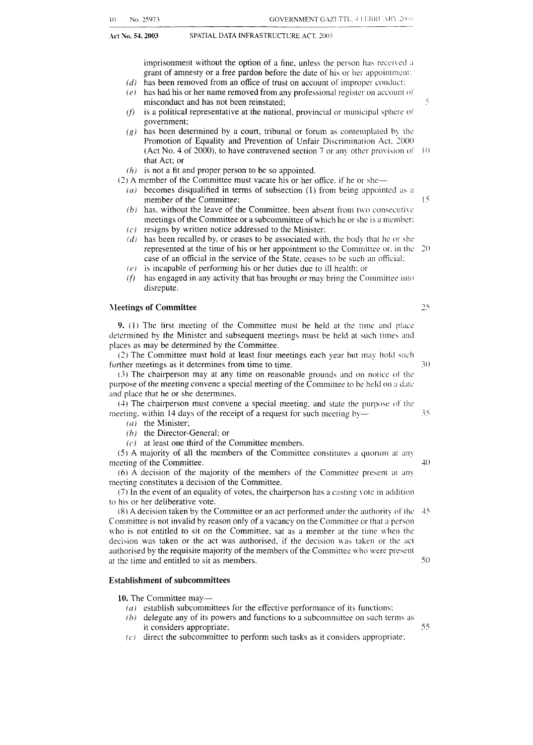imprisonment without the option of a fine, unless the person has received a grant of amnesty or a free pardon before the date of his or her appointment;

*(d)* has been removed from an office of trust on account of improper conduct;

*(e)* has had his or her name removed from any professional register on account of misconduct and has not been reinstated;

*(f)* is a political representative at the national, provincial or municipal sphere of government;

*(g)* has been determined by a court, tribunal or forum as contemplated by the Promotion of Equality and Prevention of Unfair Discrimination Act, 2000 (Act No. 4 of 2000), to have contravened section 7 or any other provision of that Act; or

*(h)* is not a fit and proper person to be so appointed.

(2) A member of the Committee must vacate his or her office, if he or she—

*(a)* becomes disqualified in terms of subsection (1) from being appointed as a member of the Committee;

*(b)* has, without the leave of the Committee, been absent from two consecutive meetings of the Committee or a subcommittee of which he or she is a member;

*(c)* resigns by written notice addressed to the Minister;

*(d)* has been recalled by, or ceases to be associated with, the body that he or she represented at the time of his or her appointment to the Committee or, in the case of an official in the service of the State, ceases to be such an official;

*(e)* is incapable of performing his or her duties due to ill health; or

*(f)* has engaged in any activity that has brought or may bring the Committee into disrepute.

### Meetings of Committee

**9.** (1) The first meeting of the Committee must be held at the time and place determined by the Minister and subsequent meetings must be held at such times and places as may be determined by the Committee.

(2) The Committee must hold at least four meetings each year but may hold such further meetings as it determines from time to time.

(3) The chairperson may at any time on reasonable grounds and on notice of the purpose of the meeting convene a special meeting of the Committee to be held on a date and place that he or she determines.

(4) The chairperson must convene a special meeting, and state the purpose of the meeting, within 14 days of the receipt of a request for such meeting by—

*(a)* the Minister;

*(b)* the Director-General; or

*(c)* at least one third of the Committee members.

(5) A majority of all the members of the Committee constitutes a quorum at any meeting of the Committee.

(6) A decision of the majority of the members of the Committee present at any meeting constitutes a decision of the Committee.

(7) In the event of an equality of votes, the chairperson has a casting vote in addition to his or her deliberative vote.

(8) A decision taken by the Committee or an act performed under the authority of the Committee is not invalid by reason only of a vacancy on the Committee or that a person who is not entitled to sit on the Committee, sat as a member at the time when the decision was taken or the act was authorised, if the decision was taken or the act authorised by the requisite majority of the members of the Committee who were present at the time and entitled to sit as members.

### Establishment of subcommittees

**10.** The Committee may—

*(a)* establish subcommittees for the effective performance of its functions;

*(b)* delegate any of its powers and functions to a subcommittee on such terms as it considers appropriate;

*(c)* direct the subcommittee to perform such tasks as it considers appropriate;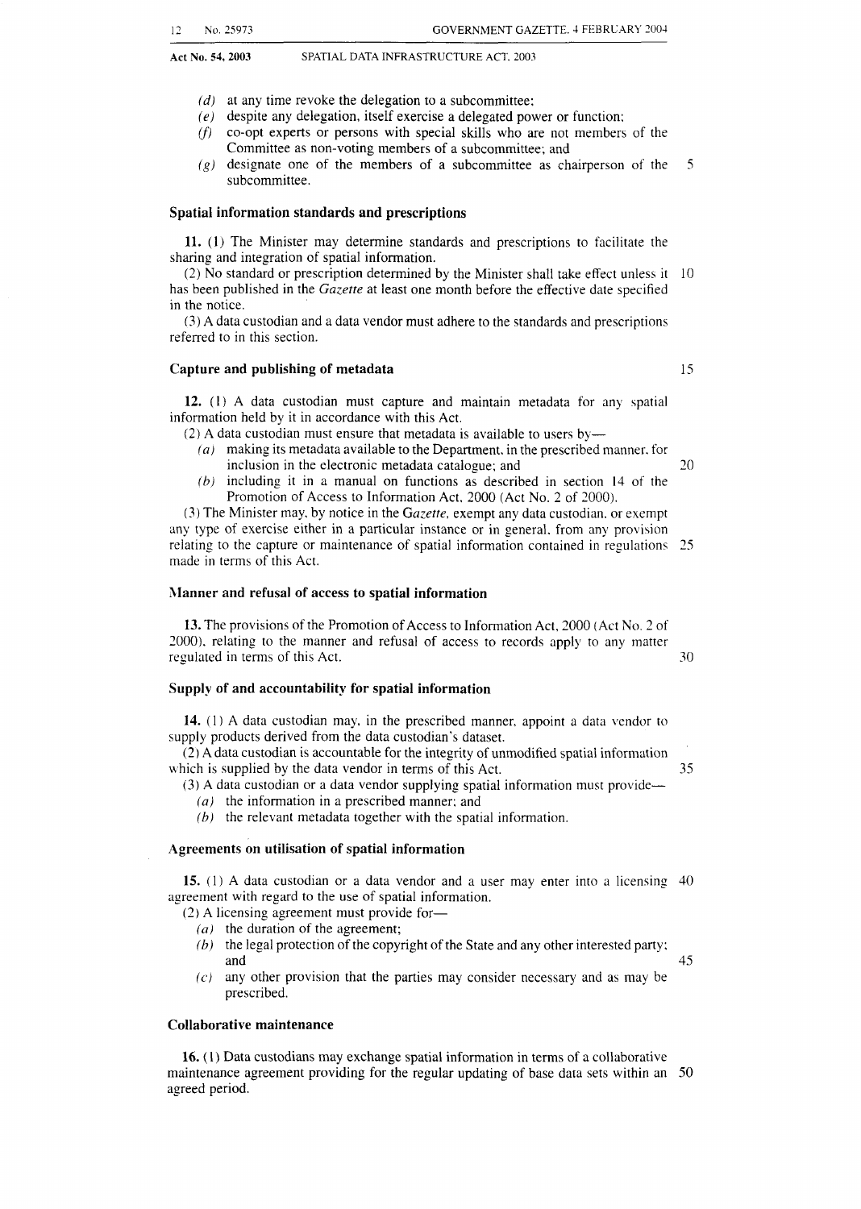(d) at any time revoke the delegation to a subcommittee;
(e) despite any delegation, itself exercise a delegated power or function;
(f) co-opt experts or persons with special skills who are not members of the Committee as non-voting members of a subcommittee; and
(g) designate one of the members of a subcommittee as chairperson of the subcommittee.

### Spatial information standards and prescriptions

**11.** (1) The Minister may determine standards and prescriptions to facilitate the sharing and integration of spatial information.

(2) No standard or prescription determined by the Minister shall take effect unless it has been published in the *Gazette* at least one month before the effective date specified in the notice.

(3) A data custodian and a data vendor must adhere to the standards and prescriptions referred to in this section.

### Capture and publishing of metadata

**12.** (1) A data custodian must capture and maintain metadata for any spatial information held by it in accordance with this Act.

(2) A data custodian must ensure that metadata is available to users by—

(a) making its metadata available to the Department, in the prescribed manner, for inclusion in the electronic metadata catalogue; and
(b) including it in a manual on functions as described in section 14 of the Promotion of Access to Information Act, 2000 (Act No. 2 of 2000).

(3) The Minister may, by notice in the *Gazette*, exempt any data custodian, or exempt any type of exercise either in a particular instance or in general, from any provision relating to the capture or maintenance of spatial information contained in regulations made in terms of this Act.

### Manner and refusal of access to spatial information

**13.** The provisions of the Promotion of Access to Information Act, 2000 (Act No. 2 of 2000), relating to the manner and refusal of access to records apply to any matter regulated in terms of this Act.

### Supply of and accountability for spatial information

**14.** (1) A data custodian may, in the prescribed manner, appoint a data vendor to supply products derived from the data custodian's dataset.

(2) A data custodian is accountable for the integrity of unmodified spatial information which is supplied by the data vendor in terms of this Act.

(3) A data custodian or a data vendor supplying spatial information must provide—

(a) the information in a prescribed manner; and
(b) the relevant metadata together with the spatial information.

### Agreements on utilisation of spatial information

**15.** (1) A data custodian or a data vendor and a user may enter into a licensing agreement with regard to the use of spatial information.

(2) A licensing agreement must provide for—

(a) the duration of the agreement;
(b) the legal protection of the copyright of the State and any other interested party; and
(c) any other provision that the parties may consider necessary and as may be prescribed.

### Collaborative maintenance

**16.** (1) Data custodians may exchange spatial information in terms of a collaborative maintenance agreement providing for the regular updating of base data sets within an agreed period.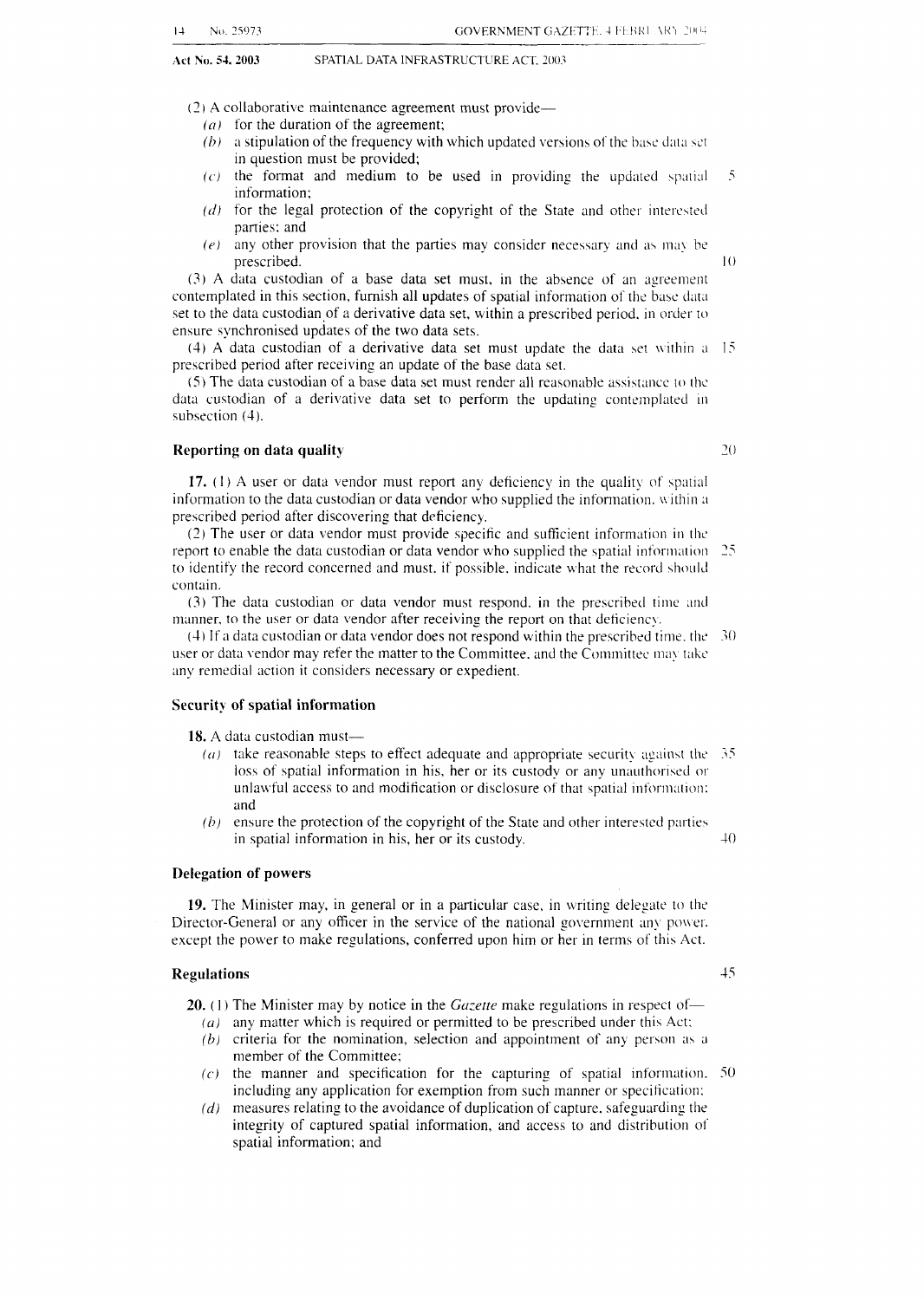(2) A collaborative maintenance agreement must provide—

*(a)* for the duration of the agreement;

*(b)* a stipulation of the frequency with which updated versions of the base data set in question must be provided;

*(c)* the format and medium to be used in providing the updated spatial information;

*(d)* for the legal protection of the copyright of the State and other interested parties; and

*(e)* any other provision that the parties may consider necessary and as may be prescribed.

(3) A data custodian of a base data set must, in the absence of an agreement contemplated in this section, furnish all updates of spatial information of the base data set to the data custodian of a derivative data set, within a prescribed period, in order to ensure synchronised updates of the two data sets.

(4) A data custodian of a derivative data set must update the data set within a prescribed period after receiving an update of the base data set.

(5) The data custodian of a base data set must render all reasonable assistance to the data custodian of a derivative data set to perform the updating contemplated in subsection (4).

### Reporting on data quality

**17.** (1) A user or data vendor must report any deficiency in the quality of spatial information to the data custodian or data vendor who supplied the information, within a prescribed period after discovering that deficiency.

(2) The user or data vendor must provide specific and sufficient information in the report to enable the data custodian or data vendor who supplied the spatial information to identify the record concerned and must, if possible, indicate what the record should contain.

(3) The data custodian or data vendor must respond, in the prescribed time and manner, to the user or data vendor after receiving the report on that deficiency.

(4) If a data custodian or data vendor does not respond within the prescribed time, the user or data vendor may refer the matter to the Committee, and the Committee may take any remedial action it considers necessary or expedient.

### Security of spatial information

**18.** A data custodian must—

*(a)* take reasonable steps to effect adequate and appropriate security against the loss of spatial information in his, her or its custody or any unauthorised or unlawful access to and modification or disclosure of that spatial information; and

*(b)* ensure the protection of the copyright of the State and other interested parties in spatial information in his, her or its custody.

### Delegation of powers

**19.** The Minister may, in general or in a particular case, in writing delegate to the Director-General or any officer in the service of the national government any power, except the power to make regulations, conferred upon him or her in terms of this Act.

### Regulations

**20.** (1) The Minister may by notice in the *Gazette* make regulations in respect of—

*(a)* any matter which is required or permitted to be prescribed under this Act;

*(b)* criteria for the nomination, selection and appointment of any person as a member of the Committee;

*(c)* the manner and specification for the capturing of spatial information, including any application for exemption from such manner or specification;

*(d)* measures relating to the avoidance of duplication of capture, safeguarding the integrity of captured spatial information, and access to and distribution of spatial information; and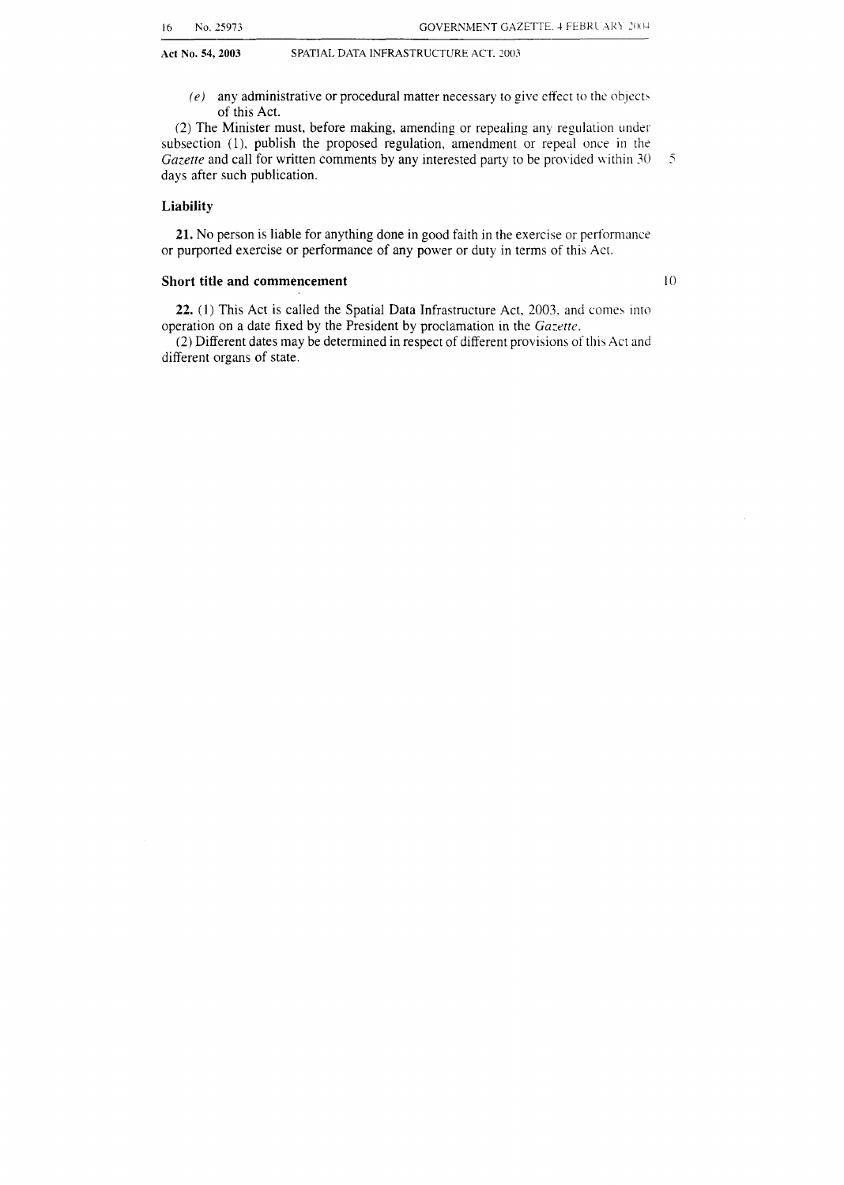(*e*) any administrative or procedural matter necessary to give effect to the objects of this Act.

(2) The Minister must, before making, amending or repealing any regulation under subsection (1), publish the proposed regulation, amendment or repeal once in the *Gazette* and call for written comments by any interested party to be provided within 30 days after such publication.

### Liability

**21.** No person is liable for anything done in good faith in the exercise or performance or purported exercise or performance of any power or duty in terms of this Act.

### Short title and commencement

**22.** (1) This Act is called the Spatial Data Infrastructure Act, 2003, and comes into operation on a date fixed by the President by proclamation in the *Gazette*.

(2) Different dates may be determined in respect of different provisions of this Act and different organs of state.